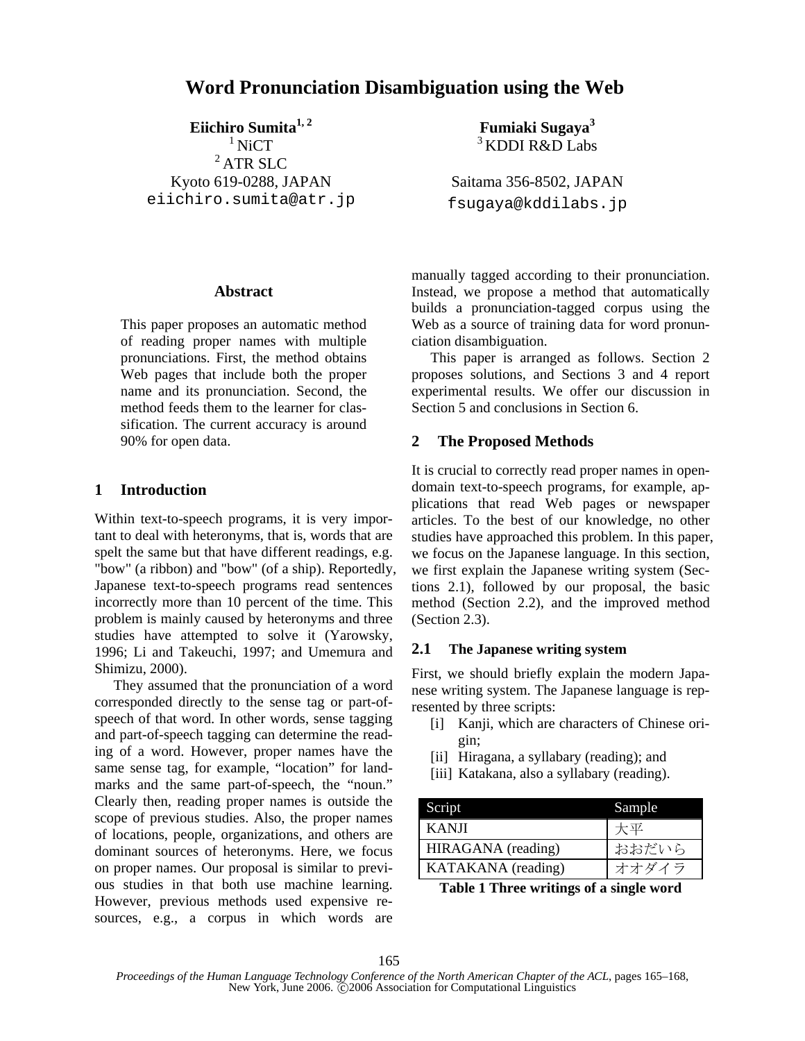# Word Pronunciation Disambiguation using the Web

**Eiichiro Sumita**[1, 2]
[1] NiCT
[2] ATR SLC
Kyoto 619-0288, JAPAN
eiichiro.sumita@atr.jp

**Fumiaki Sugaya**[3]
[3] KDDI R&D Labs
Saitama 356-8502, JAPAN
fsugaya@kddilabs.jp

## Abstract

This paper proposes an automatic method of reading proper names with multiple pronunciations. First, the method obtains Web pages that include both the proper name and its pronunciation. Second, the method feeds them to the learner for classification. The current accuracy is around 90% for open data.

## 1 Introduction

Within text-to-speech programs, it is very important to deal with heteronyms, that is, words that are spelt the same but that have different readings, e.g. "bow" (a ribbon) and "bow" (of a ship). Reportedly, Japanese text-to-speech programs read sentences incorrectly more than 10 percent of the time. This problem is mainly caused by heteronyms and three studies have attempted to solve it (Yarowsky, 1996; Li and Takeuchi, 1997; and Umemura and Shimizu, 2000).

They assumed that the pronunciation of a word corresponded directly to the sense tag or part-of-speech of that word. In other words, sense tagging and part-of-speech tagging can determine the reading of a word. However, proper names have the same sense tag, for example, "location" for landmarks and the same part-of-speech, the "noun." Clearly then, reading proper names is outside the scope of previous studies. Also, the proper names of locations, people, organizations, and others are dominant sources of heteronyms. Here, we focus on proper names. Our proposal is similar to previous studies in that both use machine learning. However, previous methods used expensive resources, e.g., a corpus in which words are manually tagged according to their pronunciation. Instead, we propose a method that automatically builds a pronunciation-tagged corpus using the Web as a source of training data for word pronunciation disambiguation.

This paper is arranged as follows. Section 2 proposes solutions, and Sections 3 and 4 report experimental results. We offer our discussion in Section 5 and conclusions in Section 6.

## 2 The Proposed Methods

It is crucial to correctly read proper names in open-domain text-to-speech programs, for example, applications that read Web pages or newspaper articles. To the best of our knowledge, no other studies have approached this problem. In this paper, we focus on the Japanese language. In this section, we first explain the Japanese writing system (Sections 2.1), followed by our proposal, the basic method (Section 2.2), and the improved method (Section 2.3).

### 2.1 The Japanese writing system

First, we should briefly explain the modern Japanese writing system. The Japanese language is represented by three scripts:

- [i] Kanji, which are characters of Chinese origin;
- [ii] Hiragana, a syllabary (reading); and
- [iii] Katakana, also a syllabary (reading).

| Script | Sample |
|---|---|
| KANJI | 大平 |
| HIRAGANA (reading) | おおだいら |
| KATAKANA (reading) | オオダイラ |

**Table 1 Three writings of a single word**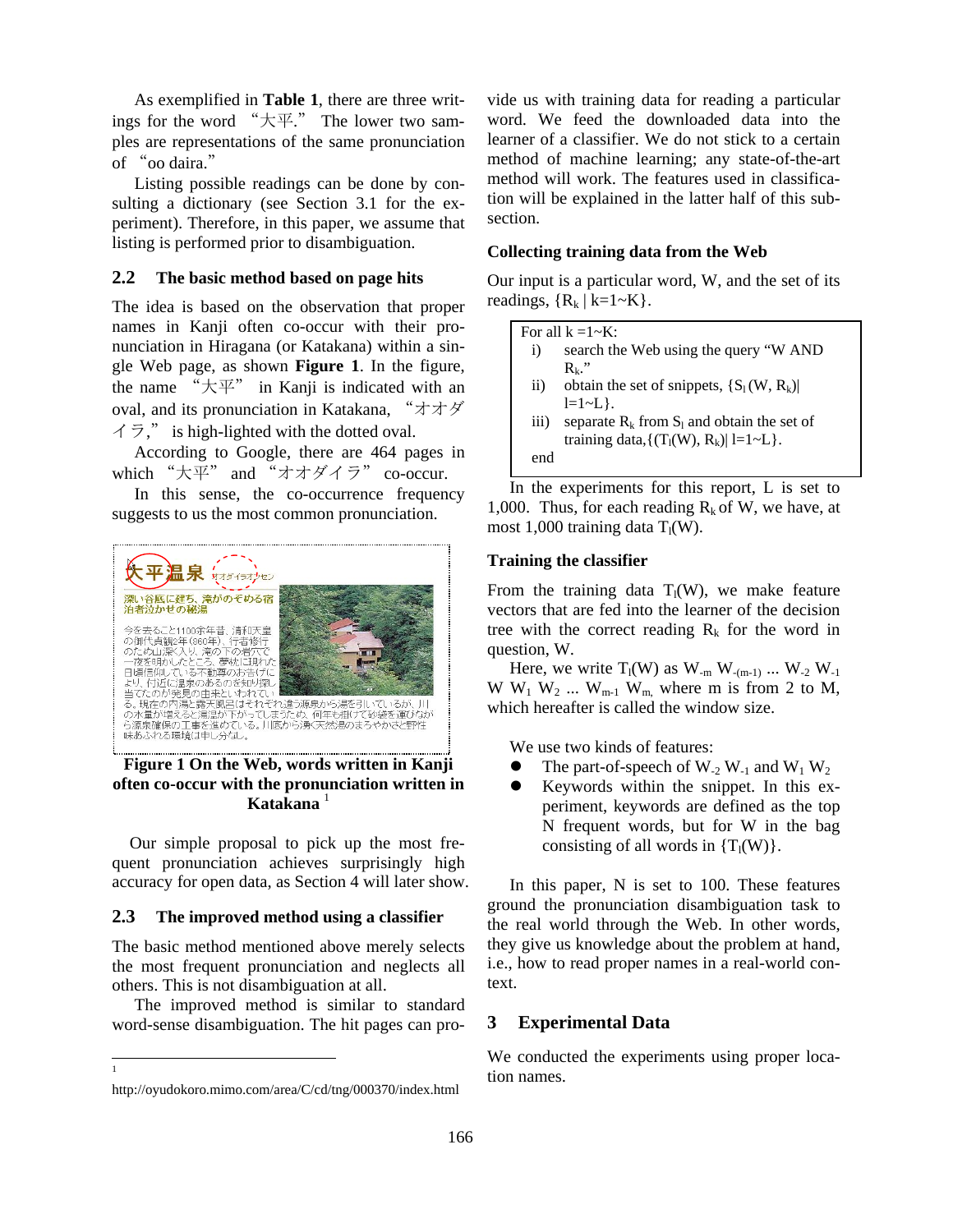As exemplified in **Table 1**, there are three writings for the word "大平." The lower two samples are representations of the same pronunciation of "oo daira."

Listing possible readings can be done by consulting a dictionary (see Section 3.1 for the experiment). Therefore, in this paper, we assume that listing is performed prior to disambiguation.

## 2.2 The basic method based on page hits

The idea is based on the observation that proper names in Kanji often co-occur with their pronunciation in Hiragana (or Katakana) within a single Web page, as shown **Figure 1**. In the figure, the name "大平" in Kanji is indicated with an oval, and its pronunciation in Katakana, "オオダイラ," is high-lighted with the dotted oval.

According to Google, there are 464 pages in which "大平" and "オオダイラ" co-occur.

In this sense, the co-occurrence frequency suggests to us the most common pronunciation.

**Figure 1 On the Web, words written in Kanji often co-occur with the pronunciation written in Katakana** [1]

Our simple proposal to pick up the most frequent pronunciation achieves surprisingly high accuracy for open data, as Section 4 will later show.

## 2.3 The improved method using a classifier

The basic method mentioned above merely selects the most frequent pronunciation and neglects all others. This is not disambiguation at all.

The improved method is similar to standard word-sense disambiguation. The hit pages can provide us with training data for reading a particular word. We feed the downloaded data into the learner of a classifier. We do not stick to a certain method of machine learning; any state-of-the-art method will work. The features used in classification will be explained in the latter half of this subsection.

### Collecting training data from the Web

Our input is a particular word, W, and the set of its readings, $\{R_k \mid k=1\sim K\}$.

> For all k =1~K:
> i) search the Web using the query "W AND $R_k$."
> ii) obtain the set of snippets, $\{S_l(W, R_k) \mid l=1\sim L\}$.
> iii) separate $R_k$ from $S_l$ and obtain the set of training data, $\{(T_l(W), R_k) \mid l=1\sim L\}$.
> end

In the experiments for this report, L is set to 1,000. Thus, for each reading $R_k$ of W, we have, at most 1,000 training data $T_l(W)$.

### Training the classifier

From the training data $T_l(W)$, we make feature vectors that are fed into the learner of the decision tree with the correct reading $R_k$ for the word in question, W.

Here, we write $T_l(W)$ as $W_{-m}\ W_{-(m-1)} \ldots W_{-2}\ W_{-1}\ W\ W_1\ W_2 \ldots W_{m-1}\ W_m$, where m is from 2 to M, which hereafter is called the window size.

We use two kinds of features:

- The part-of-speech of $W_{-2}\ W_{-1}$ and $W_1\ W_2$
- Keywords within the snippet. In this experiment, keywords are defined as the top N frequent words, but for W in the bag consisting of all words in $\{T_l(W)\}$.

In this paper, N is set to 100. These features ground the pronunciation disambiguation task to the real world through the Web. In other words, they give us knowledge about the problem at hand, i.e., how to read proper names in a real-world context.

# 3 Experimental Data

We conducted the experiments using proper location names.

---

[1] http://oyudokoro.mimo.com/area/C/cd/tng/000370/index.html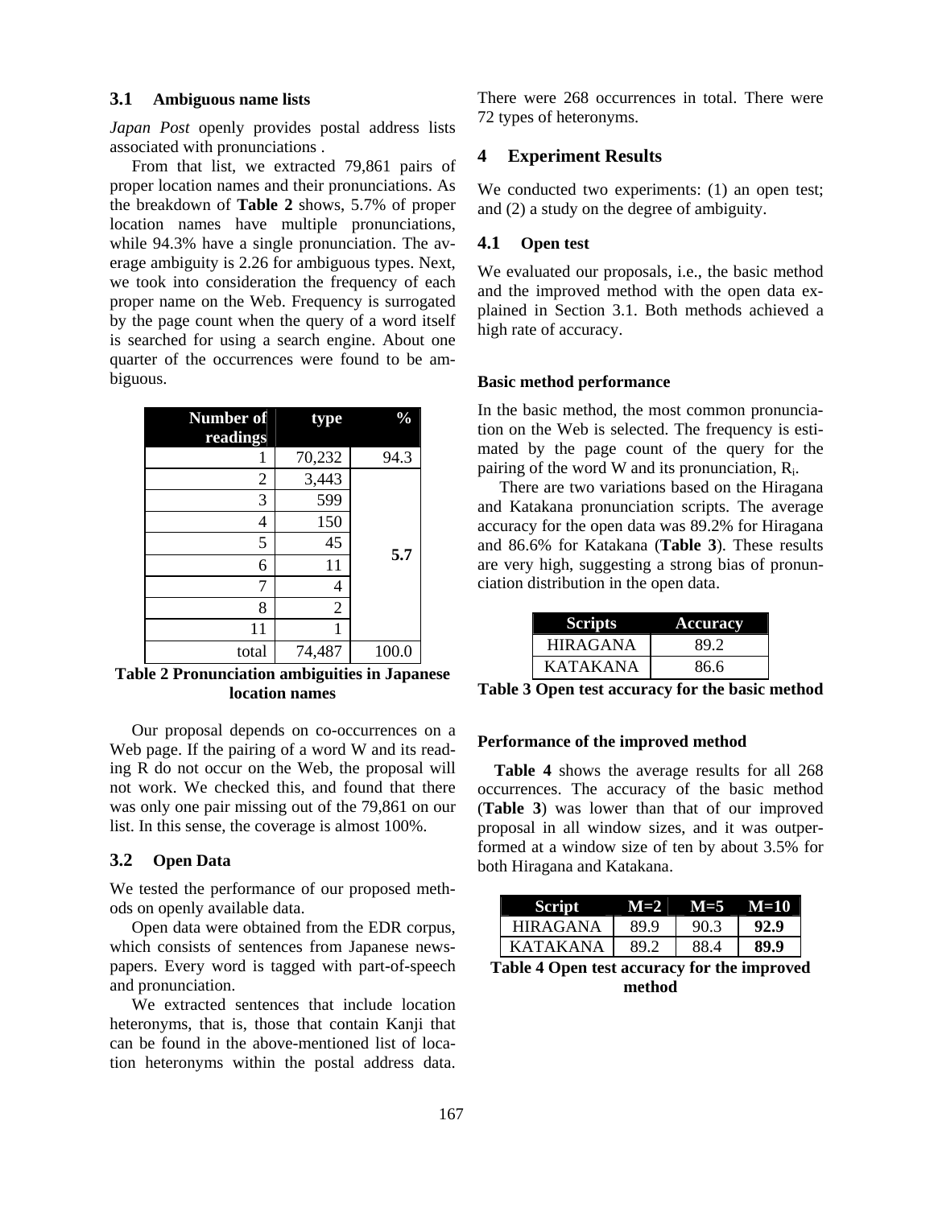### 3.1 Ambiguous name lists

*Japan Post* openly provides postal address lists associated with pronunciations .

From that list, we extracted 79,861 pairs of proper location names and their pronunciations. As the breakdown of **Table 2** shows, 5.7% of proper location names have multiple pronunciations, while 94.3% have a single pronunciation. The average ambiguity is 2.26 for ambiguous types. Next, we took into consideration the frequency of each proper name on the Web. Frequency is surrogated by the page count when the query of a word itself is searched for using a search engine. About one quarter of the occurrences were found to be ambiguous.

| Number of readings | type | % |
|---|---|---|
| 1 | 70,232 | 94.3 |
| 2 | 3,443 | 5.7 |
| 3 | 599 | |
| 4 | 150 | |
| 5 | 45 | |
| 6 | 11 | |
| 7 | 4 | |
| 8 | 2 | |
| 11 | 1 | |
| total | 74,487 | 100.0 |

**Table 2 Pronunciation ambiguities in Japanese location names**

Our proposal depends on co-occurrences on a Web page. If the pairing of a word W and its reading R do not occur on the Web, the proposal will not work. We checked this, and found that there was only one pair missing out of the 79,861 on our list. In this sense, the coverage is almost 100%.

### 3.2 Open Data

We tested the performance of our proposed methods on openly available data.

Open data were obtained from the EDR corpus, which consists of sentences from Japanese newspapers. Every word is tagged with part-of-speech and pronunciation.

We extracted sentences that include location heteronyms, that is, those that contain Kanji that can be found in the above-mentioned list of location heteronyms within the postal address data. There were 268 occurrences in total. There were 72 types of heteronyms.

## 4 Experiment Results

We conducted two experiments: (1) an open test; and (2) a study on the degree of ambiguity.

### 4.1 Open test

We evaluated our proposals, i.e., the basic method and the improved method with the open data explained in Section 3.1. Both methods achieved a high rate of accuracy.

#### Basic method performance

In the basic method, the most common pronunciation on the Web is selected. The frequency is estimated by the page count of the query for the pairing of the word W and its pronunciation, $R_i$.

There are two variations based on the Hiragana and Katakana pronunciation scripts. The average accuracy for the open data was 89.2% for Hiragana and 86.6% for Katakana (**Table 3**). These results are very high, suggesting a strong bias of pronunciation distribution in the open data.

| Scripts | Accuracy |
|---|---|
| HIRAGANA | 89.2 |
| KATAKANA | 86.6 |

**Table 3 Open test accuracy for the basic method**

#### Performance of the improved method

**Table 4** shows the average results for all 268 occurrences. The accuracy of the basic method (**Table 3**) was lower than that of our improved proposal in all window sizes, and it was outperformed at a window size of ten by about 3.5% for both Hiragana and Katakana.

| Script | M=2 | M=5 | M=10 |
|---|---|---|---|
| HIRAGANA | 89.9 | 90.3 | **92.9** |
| KATAKANA | 89.2 | 88.4 | **89.9** |

**Table 4 Open test accuracy for the improved method**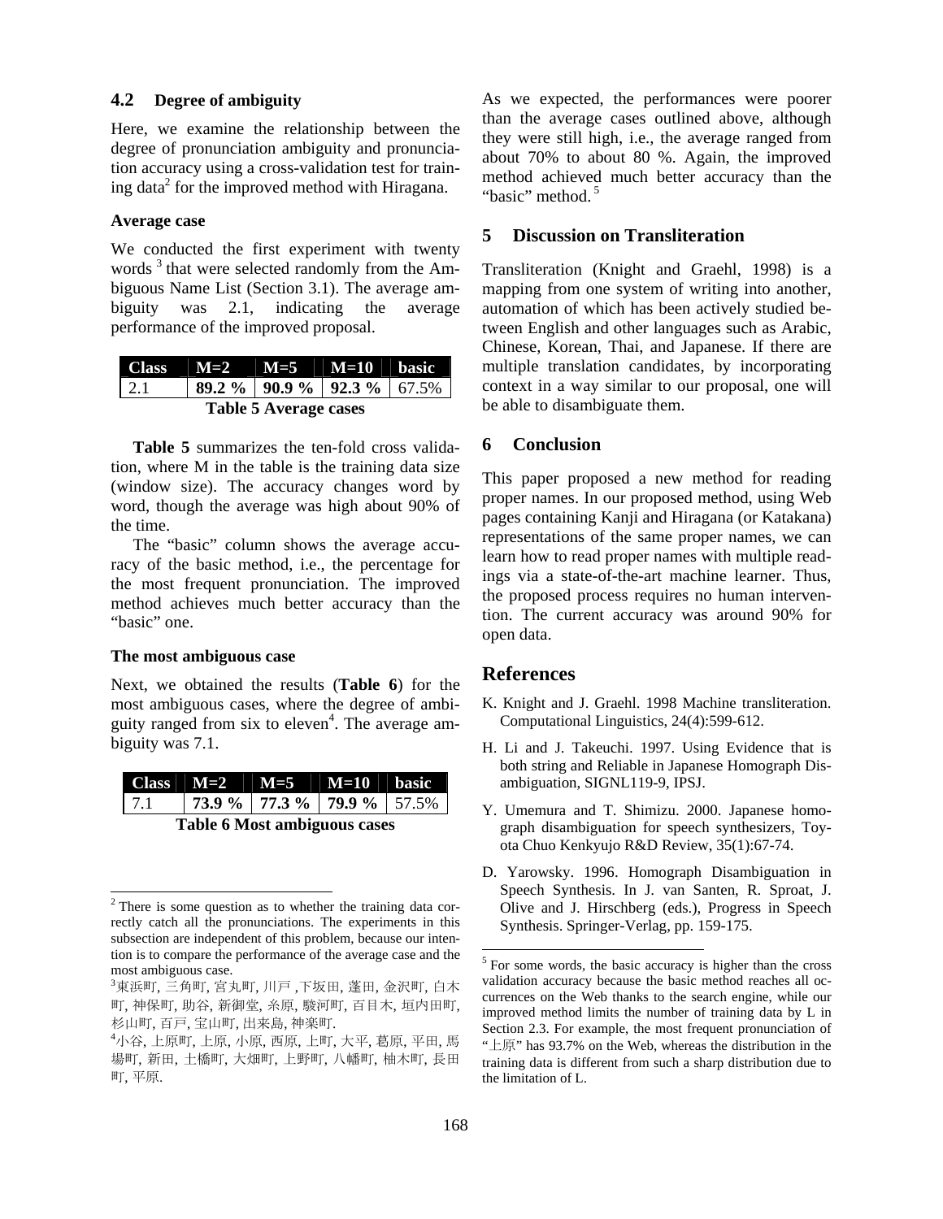### 4.2 Degree of ambiguity

Here, we examine the relationship between the degree of pronunciation ambiguity and pronunciation accuracy using a cross-validation test for training data[2] for the improved method with Hiragana.

#### Average case

We conducted the first experiment with twenty words [3] that were selected randomly from the Ambiguous Name List (Section 3.1). The average ambiguity was 2.1, indicating the average performance of the improved proposal.

| Class | M=2 | M=5 | M=10 | basic |
|---|---|---|---|---|
| 2.1 | **89.2 %** | **90.9 %** | **92.3 %** | 67.5% |

**Table 5 Average cases**

**Table 5** summarizes the ten-fold cross validation, where M in the table is the training data size (window size). The accuracy changes word by word, though the average was high about 90% of the time.

The "basic" column shows the average accuracy of the basic method, i.e., the percentage for the most frequent pronunciation. The improved method achieves much better accuracy than the "basic" one.

#### The most ambiguous case

Next, we obtained the results (**Table 6**) for the most ambiguous cases, where the degree of ambiguity ranged from six to eleven[4]. The average ambiguity was 7.1.

| Class | M=2 | M=5 | M=10 | basic |
|---|---|---|---|---|
| 7.1 | **73.9 %** | **77.3 %** | **79.9 %** | 57.5% |

**Table 6 Most ambiguous cases**

As we expected, the performances were poorer than the average cases outlined above, although they were still high, i.e., the average ranged from about 70% to about 80 %. Again, the improved method achieved much better accuracy than the "basic" method.[5]

## 5 Discussion on Transliteration

Transliteration (Knight and Graehl, 1998) is a mapping from one system of writing into another, automation of which has been actively studied between English and other languages such as Arabic, Chinese, Korean, Thai, and Japanese. If there are multiple translation candidates, by incorporating context in a way similar to our proposal, one will be able to disambiguate them.

## 6 Conclusion

This paper proposed a new method for reading proper names. In our proposed method, using Web pages containing Kanji and Hiragana (or Katakana) representations of the same proper names, we can learn how to read proper names with multiple readings via a state-of-the-art machine learner. Thus, the proposed process requires no human intervention. The current accuracy was around 90% for open data.

## References

K. Knight and J. Graehl. 1998 Machine transliteration. Computational Linguistics, 24(4):599-612.

H. Li and J. Takeuchi. 1997. Using Evidence that is both string and Reliable in Japanese Homograph Disambiguation, SIGNL119-9, IPSJ.

Y. Umemura and T. Shimizu. 2000. Japanese homograph disambiguation for speech synthesizers, Toyota Chuo Kenkyujo R&D Review, 35(1):67-74.

D. Yarowsky. 1996. Homograph Disambiguation in Speech Synthesis. In J. van Santen, R. Sproat, J. Olive and J. Hirschberg (eds.), Progress in Speech Synthesis. Springer-Verlag, pp. 159-175.

---

[2] There is some question as to whether the training data correctly catch all the pronunciations. The experiments in this subsection are independent of this problem, because our intention is to compare the performance of the average case and the most ambiguous case.

[3] 東浜町, 三角町, 宮丸町, 川戸 ,下坂田, 蓬田, 金沢町, 白木町, 神保町, 助谷, 新御堂, 糸原, 駿河町, 百目木, 垣内田町, 杉山町, 百戸, 宝山町, 出来島, 神楽町.

[4] 小谷, 上原町, 上原, 小原, 西原, 上町, 大平, 葛原, 平田, 馬場町, 新田, 土橋町, 大畑町, 上野町, 八幡町, 柚木町, 長田町, 平原.

[5] For some words, the basic accuracy is higher than the cross validation accuracy because the basic method reaches all occurrences on the Web thanks to the search engine, while our improved method limits the number of training data by L in Section 2.3. For example, the most frequent pronunciation of "上原" has 93.7% on the Web, whereas the distribution in the training data is different from such a sharp distribution due to the limitation of L.